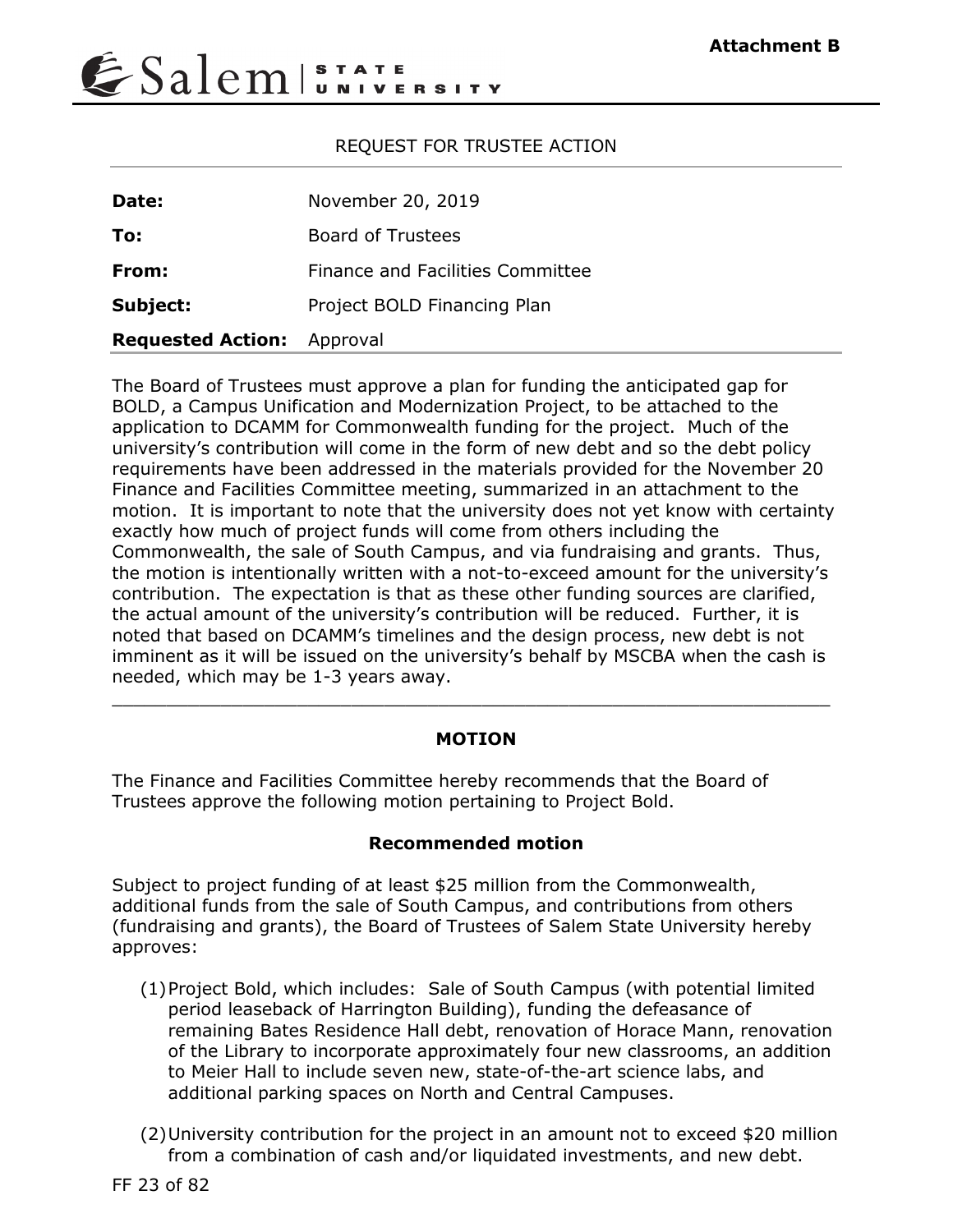**Attachment B**

Salem | STATE UNIVERSITY

REQUEST FOR TRUSTEE ACTION

| | |
|---|---|
| **Date:** | November 20, 2019 |
| **To:** | Board of Trustees |
| **From:** | Finance and Facilities Committee |
| **Subject:** | Project BOLD Financing Plan |
| **Requested Action:** | Approval |

The Board of Trustees must approve a plan for funding the anticipated gap for BOLD, a Campus Unification and Modernization Project, to be attached to the application to DCAMM for Commonwealth funding for the project. Much of the university's contribution will come in the form of new debt and so the debt policy requirements have been addressed in the materials provided for the November 20 Finance and Facilities Committee meeting, summarized in an attachment to the motion. It is important to note that the university does not yet know with certainty exactly how much of project funds will come from others including the Commonwealth, the sale of South Campus, and via fundraising and grants. Thus, the motion is intentionally written with a not-to-exceed amount for the university's contribution. The expectation is that as these other funding sources are clarified, the actual amount of the university's contribution will be reduced. Further, it is noted that based on DCAMM's timelines and the design process, new debt is not imminent as it will be issued on the university's behalf by MSCBA when the cash is needed, which may be 1-3 years away.

---

**MOTION**

The Finance and Facilities Committee hereby recommends that the Board of Trustees approve the following motion pertaining to Project Bold.

**Recommended motion**

Subject to project funding of at least $25 million from the Commonwealth, additional funds from the sale of South Campus, and contributions from others (fundraising and grants), the Board of Trustees of Salem State University hereby approves:

(1) Project Bold, which includes: Sale of South Campus (with potential limited period leaseback of Harrington Building), funding the defeasance of remaining Bates Residence Hall debt, renovation of Horace Mann, renovation of the Library to incorporate approximately four new classrooms, an addition to Meier Hall to include seven new, state-of-the-art science labs, and additional parking spaces on North and Central Campuses.

(2) University contribution for the project in an amount not to exceed $20 million from a combination of cash and/or liquidated investments, and new debt.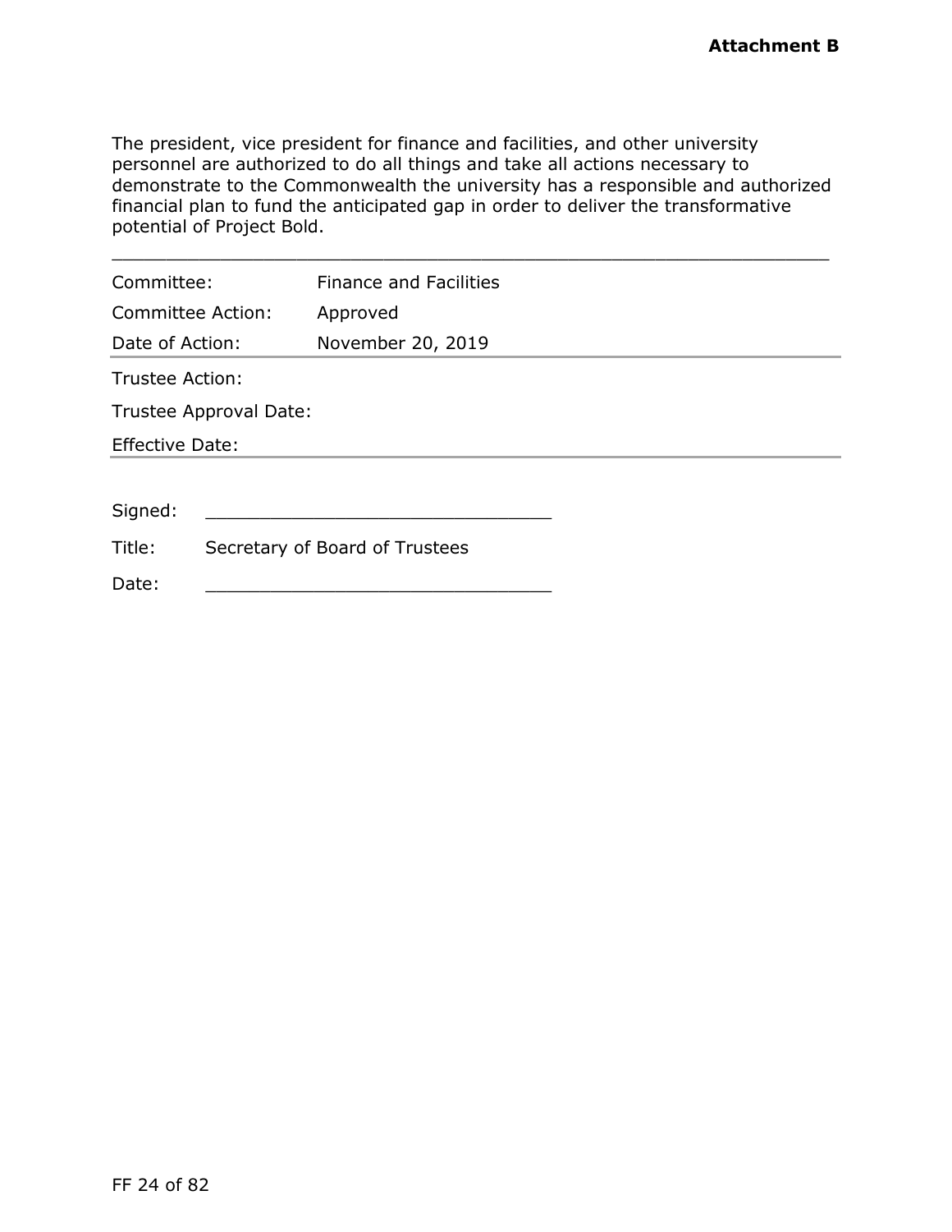**Attachment B**

The president, vice president for finance and facilities, and other university personnel are authorized to do all things and take all actions necessary to demonstrate to the Commonwealth the university has a responsible and authorized financial plan to fund the anticipated gap in order to deliver the transformative potential of Project Bold.

---

| | |
|---|---|
| Committee: | Finance and Facilities |
| Committee Action: | Approved |
| Date of Action: | November 20, 2019 |
| Trustee Action: | |
| Trustee Approval Date: | |
| Effective Date: | |

Signed: ______________________________

Title: Secretary of Board of Trustees

Date: ______________________________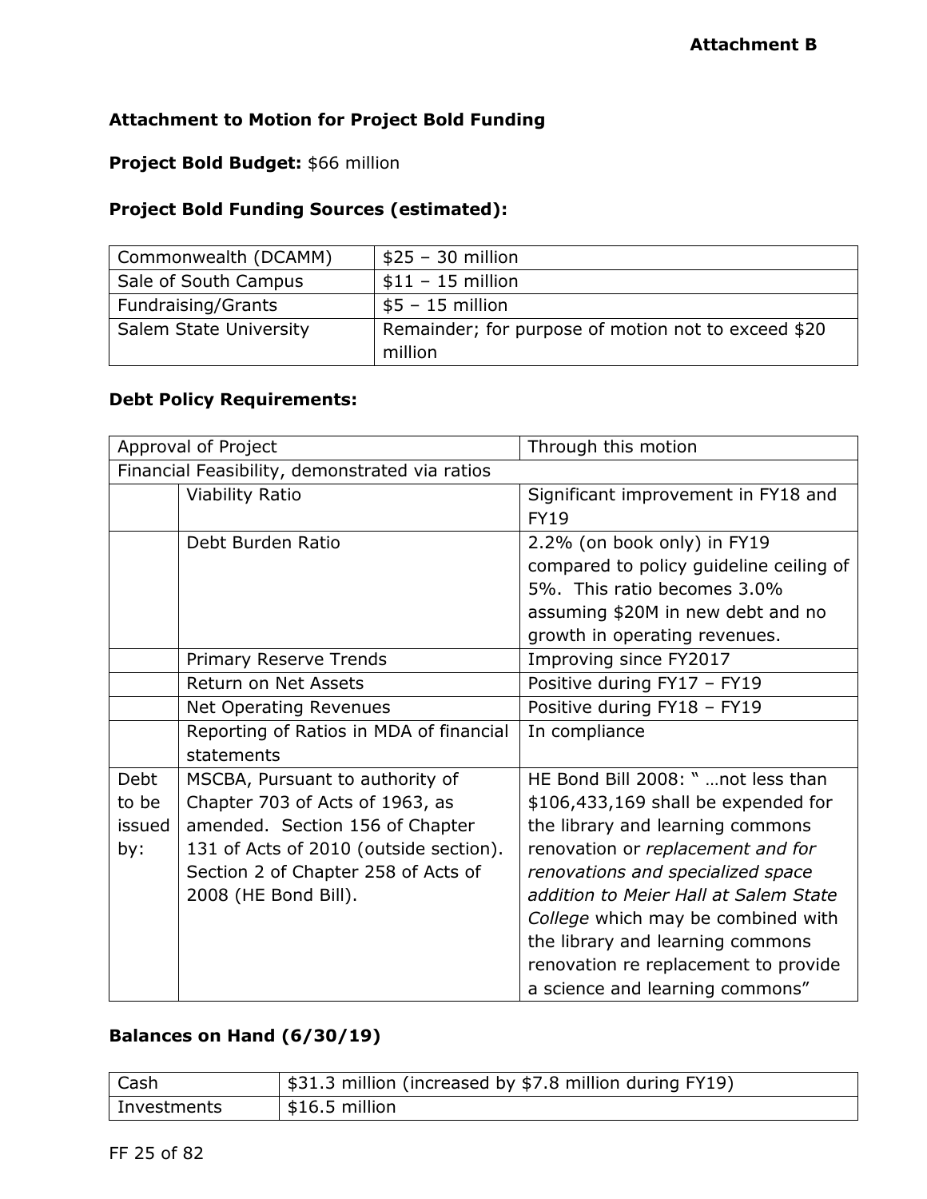**Attachment B**

## Attachment to Motion for Project Bold Funding

**Project Bold Budget:** $66 million

### Project Bold Funding Sources (estimated):

| | |
|---|---|
| Commonwealth (DCAMM) | $25 – 30 million |
| Sale of South Campus | $11 – 15 million |
| Fundraising/Grants | $5 – 15 million |
| Salem State University | Remainder; for purpose of motion not to exceed $20 million |

### Debt Policy Requirements:

| | | |
|---|---|---|
| Approval of Project | | Through this motion |
| Financial Feasibility, demonstrated via ratios | | |
| | Viability Ratio | Significant improvement in FY18 and FY19 |
| | Debt Burden Ratio | 2.2% (on book only) in FY19 compared to policy guideline ceiling of 5%. This ratio becomes 3.0% assuming $20M in new debt and no growth in operating revenues. |
| | Primary Reserve Trends | Improving since FY2017 |
| | Return on Net Assets | Positive during FY17 – FY19 |
| | Net Operating Revenues | Positive during FY18 – FY19 |
| | Reporting of Ratios in MDA of financial statements | In compliance |
| Debt to be issued by: | MSCBA, Pursuant to authority of Chapter 703 of Acts of 1963, as amended. Section 156 of Chapter 131 of Acts of 2010 (outside section). Section 2 of Chapter 258 of Acts of 2008 (HE Bond Bill). | HE Bond Bill 2008: " …not less than $106,433,169 shall be expended for the library and learning commons renovation or *replacement and for renovations and specialized space addition to Meier Hall at Salem State College* which may be combined with the library and learning commons renovation re replacement to provide a science and learning commons" |

### Balances on Hand (6/30/19)

| | |
|---|---|
| Cash | $31.3 million (increased by $7.8 million during FY19) |
| Investments | $16.5 million |